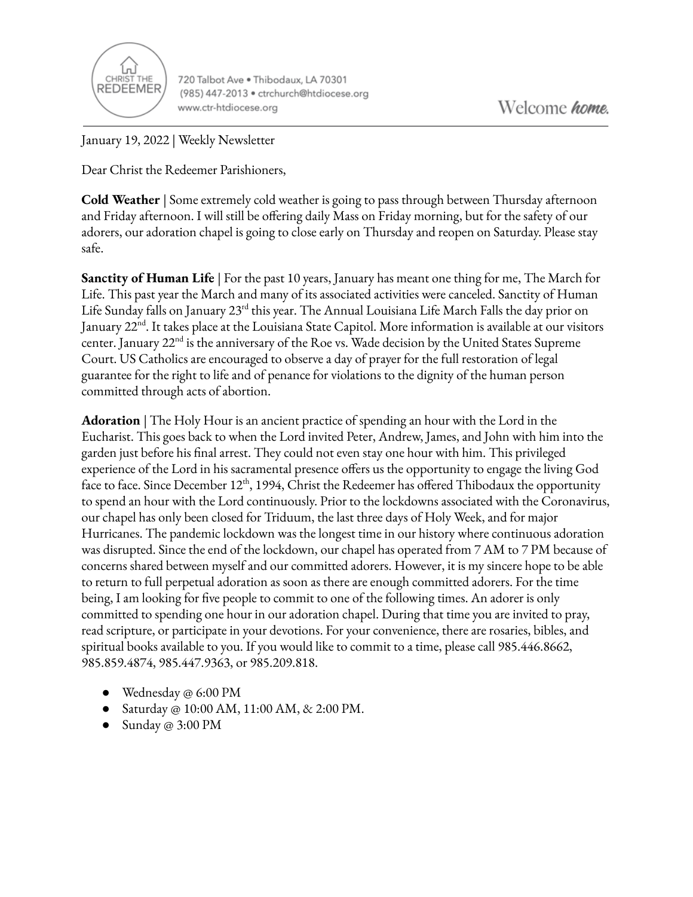CHRIST THE REDEEMER

720 Talbot Ave • Thibodaux, LA 70301
(985) 447-2013 • ctrchurch@htdiocese.org
www.ctr-htdiocese.org

Welcome ***home.***

January 19, 2022 | Weekly Newsletter

Dear Christ the Redeemer Parishioners,

**Cold Weather** | Some extremely cold weather is going to pass through between Thursday afternoon and Friday afternoon. I will still be offering daily Mass on Friday morning, but for the safety of our adorers, our adoration chapel is going to close early on Thursday and reopen on Saturday. Please stay safe.

**Sanctity of Human Life** | For the past 10 years, January has meant one thing for me, The March for Life. This past year the March and many of its associated activities were canceled. Sanctity of Human Life Sunday falls on January 23rd this year. The Annual Louisiana Life March Falls the day prior on January 22nd. It takes place at the Louisiana State Capitol. More information is available at our visitors center. January 22nd is the anniversary of the Roe vs. Wade decision by the United States Supreme Court. US Catholics are encouraged to observe a day of prayer for the full restoration of legal guarantee for the right to life and of penance for violations to the dignity of the human person committed through acts of abortion.

**Adoration** | The Holy Hour is an ancient practice of spending an hour with the Lord in the Eucharist. This goes back to when the Lord invited Peter, Andrew, James, and John with him into the garden just before his final arrest. They could not even stay one hour with him. This privileged experience of the Lord in his sacramental presence offers us the opportunity to engage the living God face to face. Since December 12th, 1994, Christ the Redeemer has offered Thibodaux the opportunity to spend an hour with the Lord continuously. Prior to the lockdowns associated with the Coronavirus, our chapel has only been closed for Triduum, the last three days of Holy Week, and for major Hurricanes. The pandemic lockdown was the longest time in our history where continuous adoration was disrupted. Since the end of the lockdown, our chapel has operated from 7 AM to 7 PM because of concerns shared between myself and our committed adorers. However, it is my sincere hope to be able to return to full perpetual adoration as soon as there are enough committed adorers. For the time being, I am looking for five people to commit to one of the following times. An adorer is only committed to spending one hour in our adoration chapel. During that time you are invited to pray, read scripture, or participate in your devotions. For your convenience, there are rosaries, bibles, and spiritual books available to you. If you would like to commit to a time, please call 985.446.8662, 985.859.4874, 985.447.9363, or 985.209.818.

- Wednesday @ 6:00 PM
- Saturday @ 10:00 AM, 11:00 AM, & 2:00 PM.
- Sunday @ 3:00 PM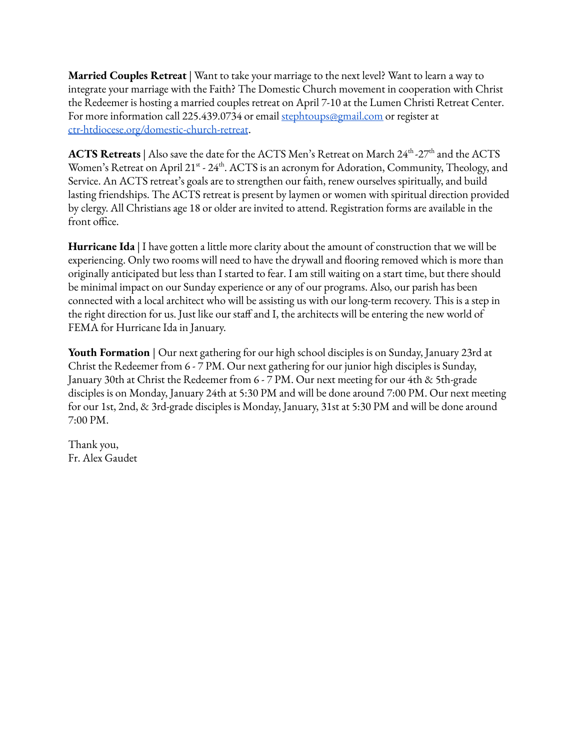**Married Couples Retreat** | Want to take your marriage to the next level? Want to learn a way to integrate your marriage with the Faith? The Domestic Church movement in cooperation with Christ the Redeemer is hosting a married couples retreat on April 7-10 at the Lumen Christi Retreat Center. For more information call 225.439.0734 or email [stephtoups@gmail.com](mailto:stephtoups@gmail.com) or register at [ctr-htdiocese.org/domestic-church-retreat](ctr-htdiocese.org/domestic-church-retreat).

**ACTS Retreats** | Also save the date for the ACTS Men's Retreat on March 24th-27th and the ACTS Women's Retreat on April 21st - 24th. ACTS is an acronym for Adoration, Community, Theology, and Service. An ACTS retreat's goals are to strengthen our faith, renew ourselves spiritually, and build lasting friendships. The ACTS retreat is present by laymen or women with spiritual direction provided by clergy. All Christians age 18 or older are invited to attend. Registration forms are available in the front office.

**Hurricane Ida** | I have gotten a little more clarity about the amount of construction that we will be experiencing. Only two rooms will need to have the drywall and flooring removed which is more than originally anticipated but less than I started to fear. I am still waiting on a start time, but there should be minimal impact on our Sunday experience or any of our programs. Also, our parish has been connected with a local architect who will be assisting us with our long-term recovery. This is a step in the right direction for us. Just like our staff and I, the architects will be entering the new world of FEMA for Hurricane Ida in January.

**Youth Formation** | Our next gathering for our high school disciples is on Sunday, January 23rd at Christ the Redeemer from 6 - 7 PM. Our next gathering for our junior high disciples is Sunday, January 30th at Christ the Redeemer from 6 - 7 PM. Our next meeting for our 4th & 5th-grade disciples is on Monday, January 24th at 5:30 PM and will be done around 7:00 PM. Our next meeting for our 1st, 2nd, & 3rd-grade disciples is Monday, January, 31st at 5:30 PM and will be done around 7:00 PM.

Thank you,
Fr. Alex Gaudet